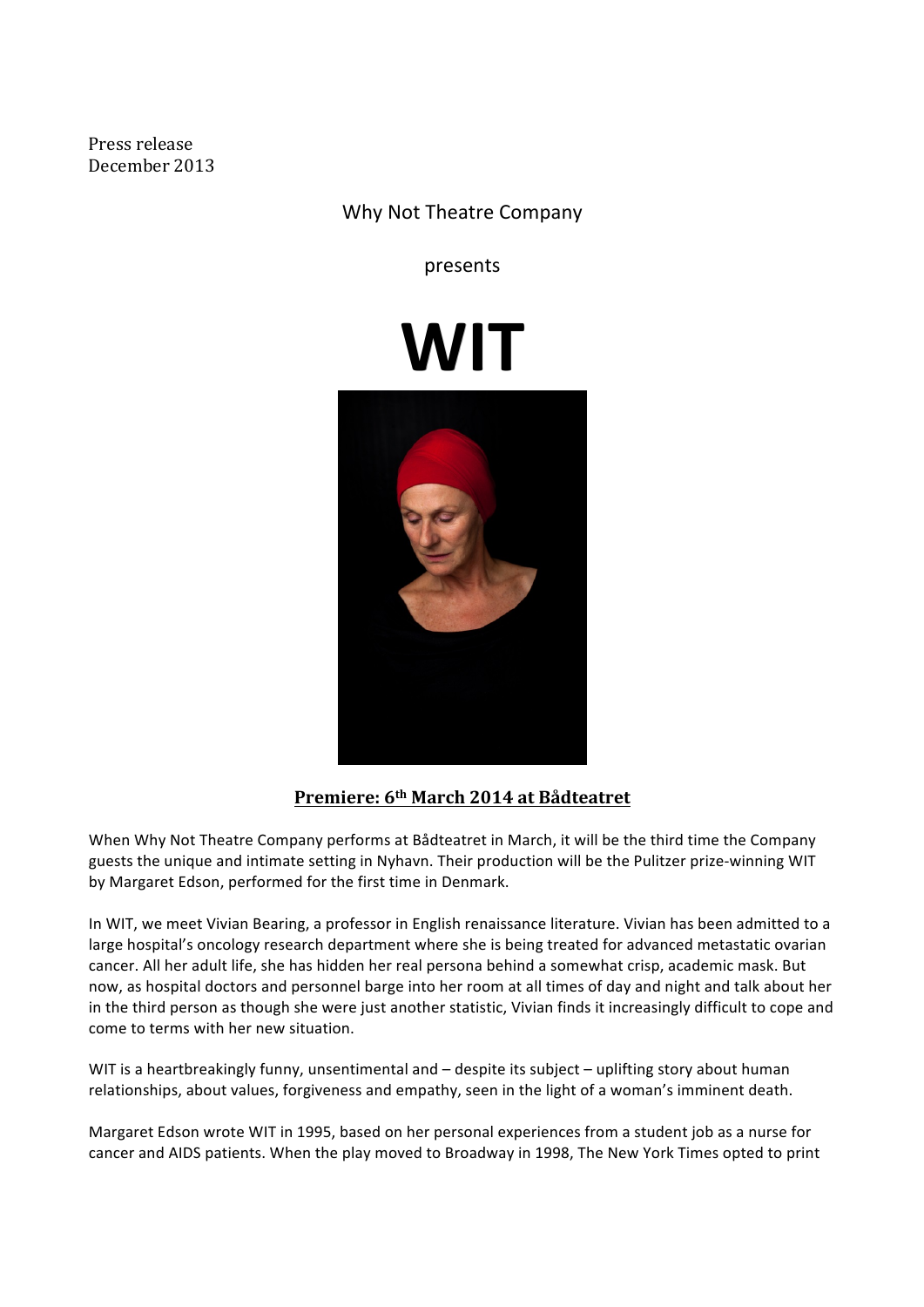Press release
December 2013

Why Not Theatre Company

presents

# WIT

**Premiere: 6th March 2014 at Bådteatret**

When Why Not Theatre Company performs at Bådteatret in March, it will be the third time the Company guests the unique and intimate setting in Nyhavn. Their production will be the Pulitzer prize-winning WIT by Margaret Edson, performed for the first time in Denmark.

In WIT, we meet Vivian Bearing, a professor in English renaissance literature. Vivian has been admitted to a large hospital's oncology research department where she is being treated for advanced metastatic ovarian cancer. All her adult life, she has hidden her real persona behind a somewhat crisp, academic mask. But now, as hospital doctors and personnel barge into her room at all times of day and night and talk about her in the third person as though she were just another statistic, Vivian finds it increasingly difficult to cope and come to terms with her new situation.

WIT is a heartbreakingly funny, unsentimental and – despite its subject – uplifting story about human relationships, about values, forgiveness and empathy, seen in the light of a woman's imminent death.

Margaret Edson wrote WIT in 1995, based on her personal experiences from a student job as a nurse for cancer and AIDS patients. When the play moved to Broadway in 1998, The New York Times opted to print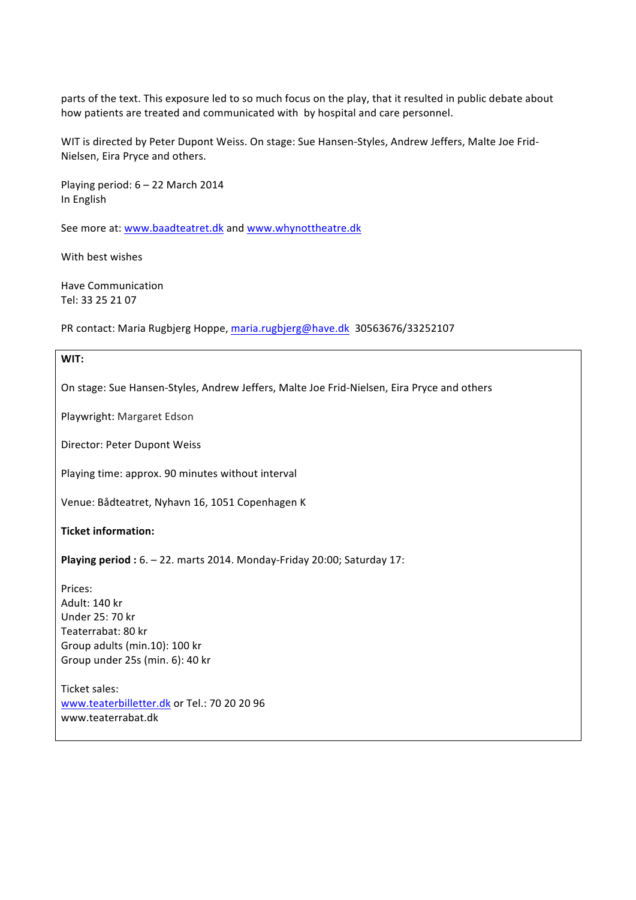parts of the text. This exposure led to so much focus on the play, that it resulted in public debate about how patients are treated and communicated with  by hospital and care personnel.

WIT is directed by Peter Dupont Weiss. On stage: Sue Hansen-Styles, Andrew Jeffers, Malte Joe Frid-Nielsen, Eira Pryce and others.

Playing period: 6 – 22 March 2014
In English

See more at: www.baadteatret.dk and www.whynottheatre.dk

With best wishes

Have Communication
Tel: 33 25 21 07

PR contact: Maria Rugbjerg Hoppe, maria.rugbjerg@have.dk  30563676/33252107

**WIT:**

On stage: Sue Hansen-Styles, Andrew Jeffers, Malte Joe Frid-Nielsen, Eira Pryce and others

Playwright: Margaret Edson

Director: Peter Dupont Weiss

Playing time: approx. 90 minutes without interval

Venue: Bådteatret, Nyhavn 16, 1051 Copenhagen K

**Ticket information:**

**Playing period :** 6. – 22. marts 2014. Monday-Friday 20:00; Saturday 17:

Prices:
Adult: 140 kr
Under 25: 70 kr
Teaterrabat: 80 kr
Group adults (min.10): 100 kr
Group under 25s (min. 6): 40 kr

Ticket sales:
www.teaterbilletter.dk or Tel.: 70 20 20 96
www.teaterrabat.dk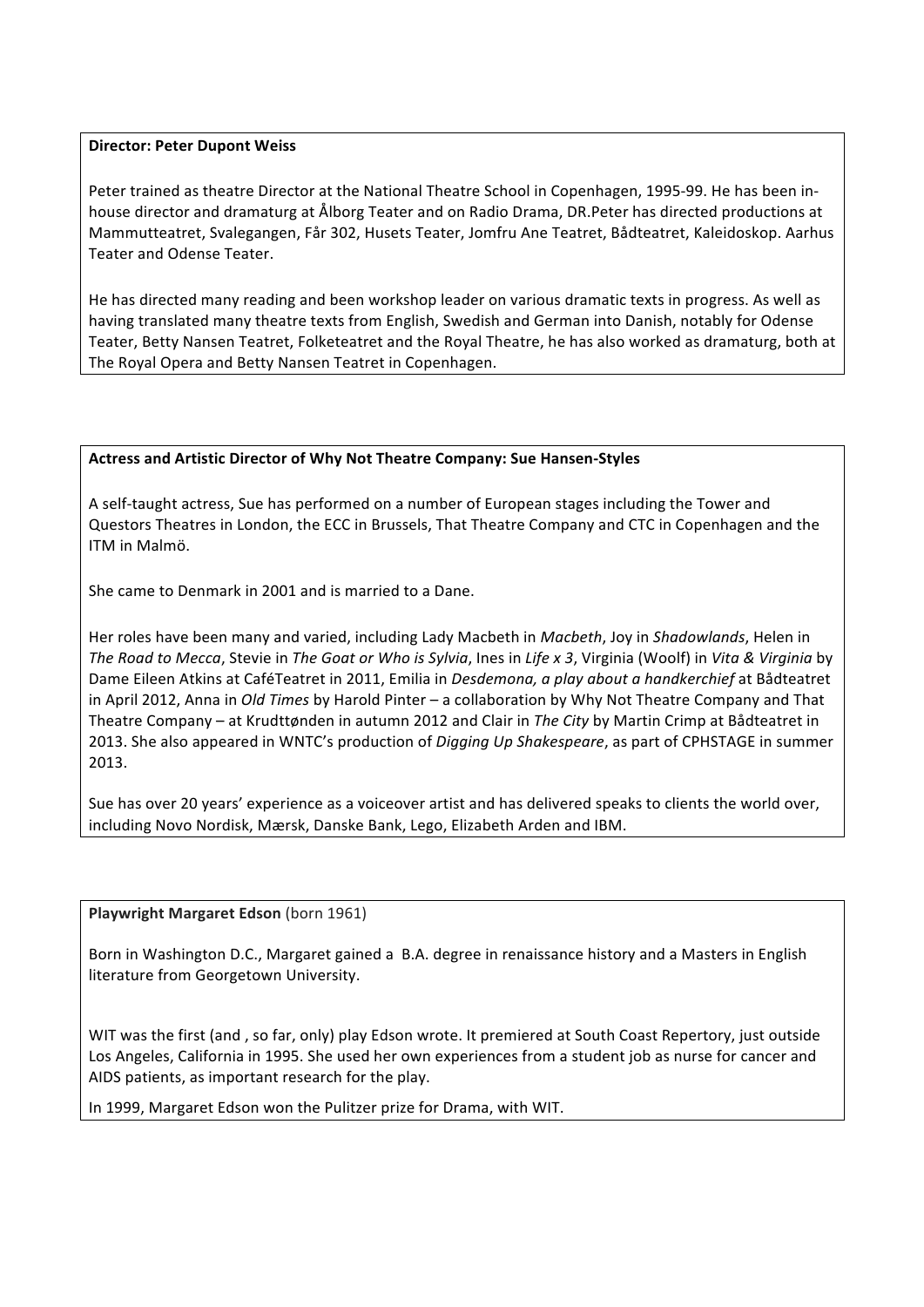**Director: Peter Dupont Weiss**

Peter trained as theatre Director at the National Theatre School in Copenhagen, 1995-99. He has been in-house director and dramaturg at Ålborg Teater and on Radio Drama, DR.Peter has directed productions at Mammutteatret, Svalegangen, Får 302, Husets Teater, Jomfru Ane Teatret, Bådteatret, Kaleidoskop. Aarhus Teater and Odense Teater.

He has directed many reading and been workshop leader on various dramatic texts in progress. As well as having translated many theatre texts from English, Swedish and German into Danish, notably for Odense Teater, Betty Nansen Teatret, Folketeatret and the Royal Theatre, he has also worked as dramaturg, both at The Royal Opera and Betty Nansen Teatret in Copenhagen.

**Actress and Artistic Director of Why Not Theatre Company: Sue Hansen-Styles**

A self-taught actress, Sue has performed on a number of European stages including the Tower and Questors Theatres in London, the ECC in Brussels, That Theatre Company and CTC in Copenhagen and the ITM in Malmö.

She came to Denmark in 2001 and is married to a Dane.

Her roles have been many and varied, including Lady Macbeth in *Macbeth*, Joy in *Shadowlands*, Helen in *The Road to Mecca*, Stevie in *The Goat or Who is Sylvia*, Ines in *Life x 3*, Virginia (Woolf) in *Vita & Virginia* by Dame Eileen Atkins at CaféTeatret in 2011, Emilia in *Desdemona, a play about a handkerchief* at Bådteatret in April 2012, Anna in *Old Times* by Harold Pinter – a collaboration by Why Not Theatre Company and That Theatre Company – at Krudttønden in autumn 2012 and Clair in *The City* by Martin Crimp at Bådteatret in 2013. She also appeared in WNTC's production of *Digging Up Shakespeare*, as part of CPHSTAGE in summer 2013.

Sue has over 20 years' experience as a voiceover artist and has delivered speaks to clients the world over, including Novo Nordisk, Mærsk, Danske Bank, Lego, Elizabeth Arden and IBM.

**Playwright Margaret Edson** (born 1961)

Born in Washington D.C., Margaret gained a B.A. degree in renaissance history and a Masters in English literature from Georgetown University.

WIT was the first (and , so far, only) play Edson wrote. It premiered at South Coast Repertory, just outside Los Angeles, California in 1995. She used her own experiences from a student job as nurse for cancer and AIDS patients, as important research for the play.

In 1999, Margaret Edson won the Pulitzer prize for Drama, with WIT.